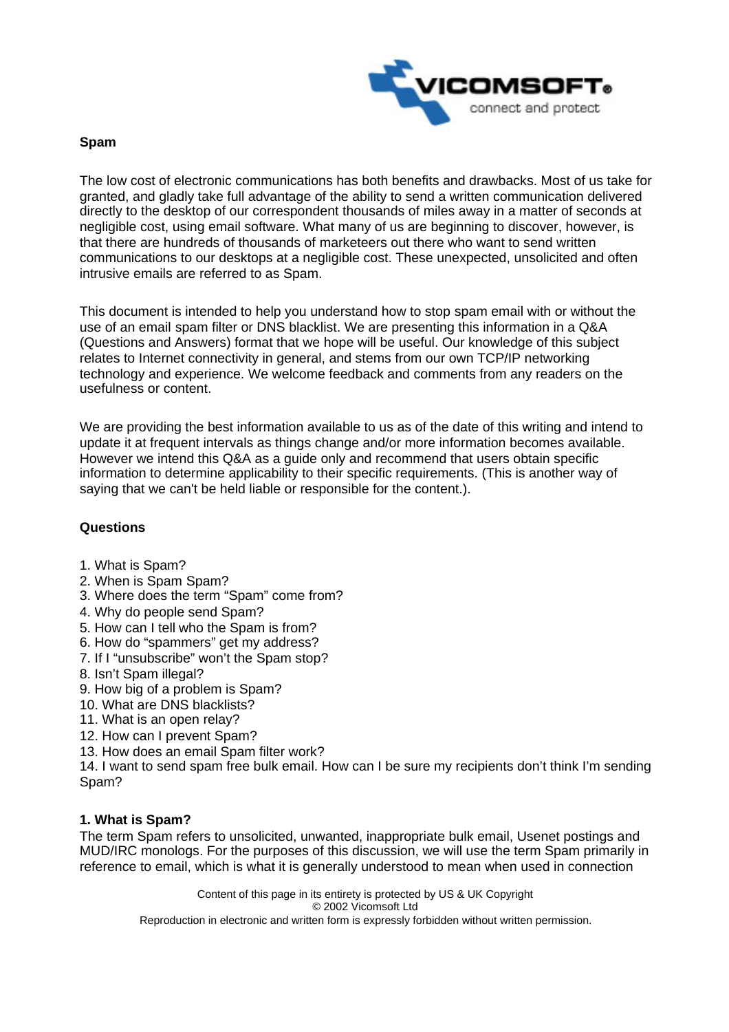# Spam

The low cost of electronic communications has both benefits and drawbacks. Most of us take for granted, and gladly take full advantage of the ability to send a written communication delivered directly to the desktop of our correspondent thousands of miles away in a matter of seconds at negligible cost, using email software. What many of us are beginning to discover, however, is that there are hundreds of thousands of marketeers out there who want to send written communications to our desktops at a negligible cost. These unexpected, unsolicited and often intrusive emails are referred to as Spam.

This document is intended to help you understand how to stop spam email with or without the use of an email spam filter or DNS blacklist. We are presenting this information in a Q&A (Questions and Answers) format that we hope will be useful. Our knowledge of this subject relates to Internet connectivity in general, and stems from our own TCP/IP networking technology and experience. We welcome feedback and comments from any readers on the usefulness or content.

We are providing the best information available to us as of the date of this writing and intend to update it at frequent intervals as things change and/or more information becomes available. However we intend this Q&A as a guide only and recommend that users obtain specific information to determine applicability to their specific requirements. (This is another way of saying that we can't be held liable or responsible for the content.).

## Questions

1. What is Spam?
2. When is Spam Spam?
3. Where does the term “Spam” come from?
4. Why do people send Spam?
5. How can I tell who the Spam is from?
6. How do “spammers” get my address?
7. If I “unsubscribe” won’t the Spam stop?
8. Isn’t Spam illegal?
9. How big of a problem is Spam?
10. What are DNS blacklists?
11. What is an open relay?
12. How can I prevent Spam?
13. How does an email Spam filter work?
14. I want to send spam free bulk email. How can I be sure my recipients don’t think I’m sending Spam?

### 1. What is Spam?

The term Spam refers to unsolicited, unwanted, inappropriate bulk email, Usenet postings and MUD/IRC monologs. For the purposes of this discussion, we will use the term Spam primarily in reference to email, which is what it is generally understood to mean when used in connection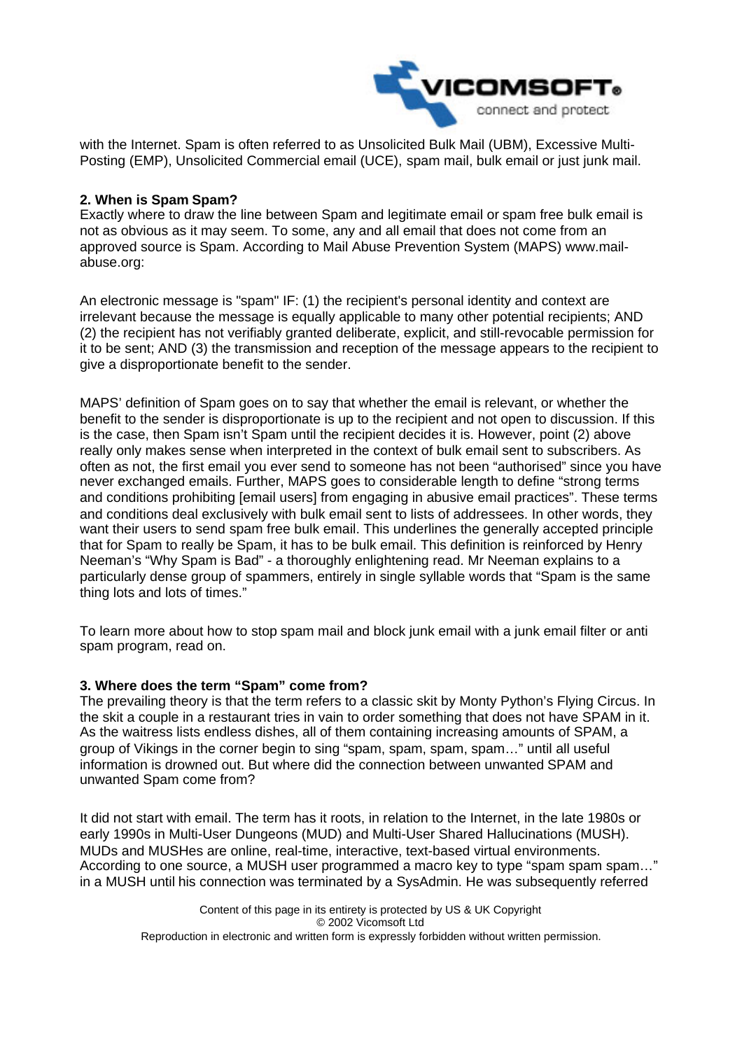with the Internet. Spam is often referred to as Unsolicited Bulk Mail (UBM), Excessive Multi-Posting (EMP), Unsolicited Commercial email (UCE), spam mail, bulk email or just junk mail.

**2. When is Spam Spam?**

Exactly where to draw the line between Spam and legitimate email or spam free bulk email is not as obvious as it may seem. To some, any and all email that does not come from an approved source is Spam. According to Mail Abuse Prevention System (MAPS) www.mail-abuse.org:

An electronic message is "spam" IF: (1) the recipient's personal identity and context are irrelevant because the message is equally applicable to many other potential recipients; AND (2) the recipient has not verifiably granted deliberate, explicit, and still-revocable permission for it to be sent; AND (3) the transmission and reception of the message appears to the recipient to give a disproportionate benefit to the sender.

MAPS' definition of Spam goes on to say that whether the email is relevant, or whether the benefit to the sender is disproportionate is up to the recipient and not open to discussion. If this is the case, then Spam isn't Spam until the recipient decides it is. However, point (2) above really only makes sense when interpreted in the context of bulk email sent to subscribers. As often as not, the first email you ever send to someone has not been "authorised" since you have never exchanged emails. Further, MAPS goes to considerable length to define "strong terms and conditions prohibiting [email users] from engaging in abusive email practices". These terms and conditions deal exclusively with bulk email sent to lists of addressees. In other words, they want their users to send spam free bulk email. This underlines the generally accepted principle that for Spam to really be Spam, it has to be bulk email. This definition is reinforced by Henry Neeman's "Why Spam is Bad" - a thoroughly enlightening read. Mr Neeman explains to a particularly dense group of spammers, entirely in single syllable words that "Spam is the same thing lots and lots of times."

To learn more about how to stop spam mail and block junk email with a junk email filter or anti spam program, read on.

**3. Where does the term "Spam" come from?**

The prevailing theory is that the term refers to a classic skit by Monty Python's Flying Circus. In the skit a couple in a restaurant tries in vain to order something that does not have SPAM in it. As the waitress lists endless dishes, all of them containing increasing amounts of SPAM, a group of Vikings in the corner begin to sing "spam, spam, spam, spam…" until all useful information is drowned out. But where did the connection between unwanted SPAM and unwanted Spam come from?

It did not start with email. The term has it roots, in relation to the Internet, in the late 1980s or early 1990s in Multi-User Dungeons (MUD) and Multi-User Shared Hallucinations (MUSH). MUDs and MUSHes are online, real-time, interactive, text-based virtual environments. According to one source, a MUSH user programmed a macro key to type "spam spam spam…" in a MUSH until his connection was terminated by a SysAdmin. He was subsequently referred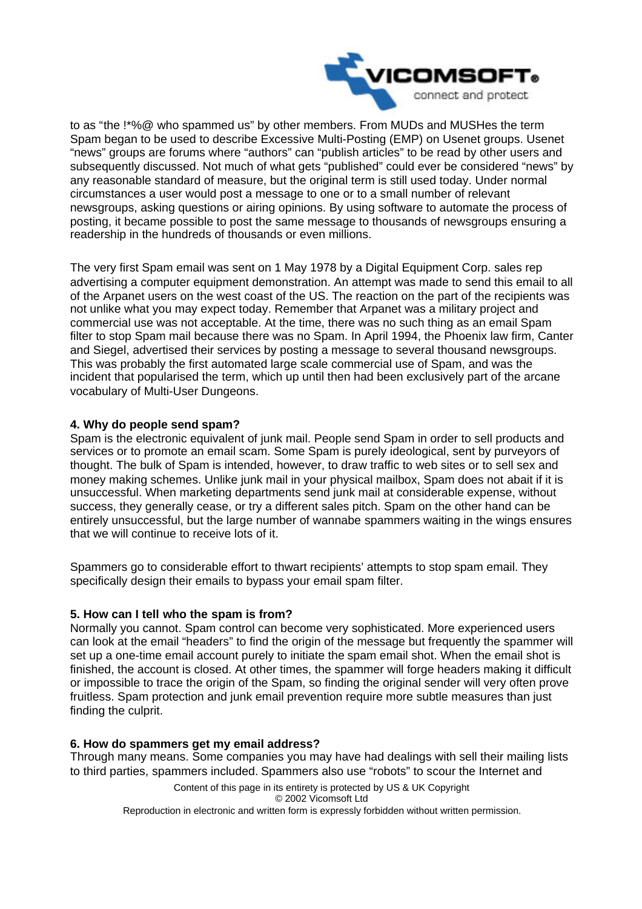to as "the !*%@ who spammed us" by other members. From MUDs and MUSHes the term Spam began to be used to describe Excessive Multi-Posting (EMP) on Usenet groups. Usenet "news" groups are forums where "authors" can "publish articles" to be read by other users and subsequently discussed. Not much of what gets "published" could ever be considered "news" by any reasonable standard of measure, but the original term is still used today. Under normal circumstances a user would post a message to one or to a small number of relevant newsgroups, asking questions or airing opinions. By using software to automate the process of posting, it became possible to post the same message to thousands of newsgroups ensuring a readership in the hundreds of thousands or even millions.

The very first Spam email was sent on 1 May 1978 by a Digital Equipment Corp. sales rep advertising a computer equipment demonstration. An attempt was made to send this email to all of the Arpanet users on the west coast of the US. The reaction on the part of the recipients was not unlike what you may expect today. Remember that Arpanet was a military project and commercial use was not acceptable. At the time, there was no such thing as an email Spam filter to stop Spam mail because there was no Spam. In April 1994, the Phoenix law firm, Canter and Siegel, advertised their services by posting a message to several thousand newsgroups. This was probably the first automated large scale commercial use of Spam, and was the incident that popularised the term, which up until then had been exclusively part of the arcane vocabulary of Multi-User Dungeons.

**4. Why do people send spam?**

Spam is the electronic equivalent of junk mail. People send Spam in order to sell products and services or to promote an email scam. Some Spam is purely ideological, sent by purveyors of thought. The bulk of Spam is intended, however, to draw traffic to web sites or to sell sex and money making schemes. Unlike junk mail in your physical mailbox, Spam does not abait if it is unsuccessful. When marketing departments send junk mail at considerable expense, without success, they generally cease, or try a different sales pitch. Spam on the other hand can be entirely unsuccessful, but the large number of wannabe spammers waiting in the wings ensures that we will continue to receive lots of it.

Spammers go to considerable effort to thwart recipients' attempts to stop spam email. They specifically design their emails to bypass your email spam filter.

**5. How can I tell who the spam is from?**

Normally you cannot. Spam control can become very sophisticated. More experienced users can look at the email "headers" to find the origin of the message but frequently the spammer will set up a one-time email account purely to initiate the spam email shot. When the email shot is finished, the account is closed. At other times, the spammer will forge headers making it difficult or impossible to trace the origin of the Spam, so finding the original sender will very often prove fruitless. Spam protection and junk email prevention require more subtle measures than just finding the culprit.

**6. How do spammers get my email address?**

Through many means. Some companies you may have had dealings with sell their mailing lists to third parties, spammers included. Spammers also use "robots" to scour the Internet and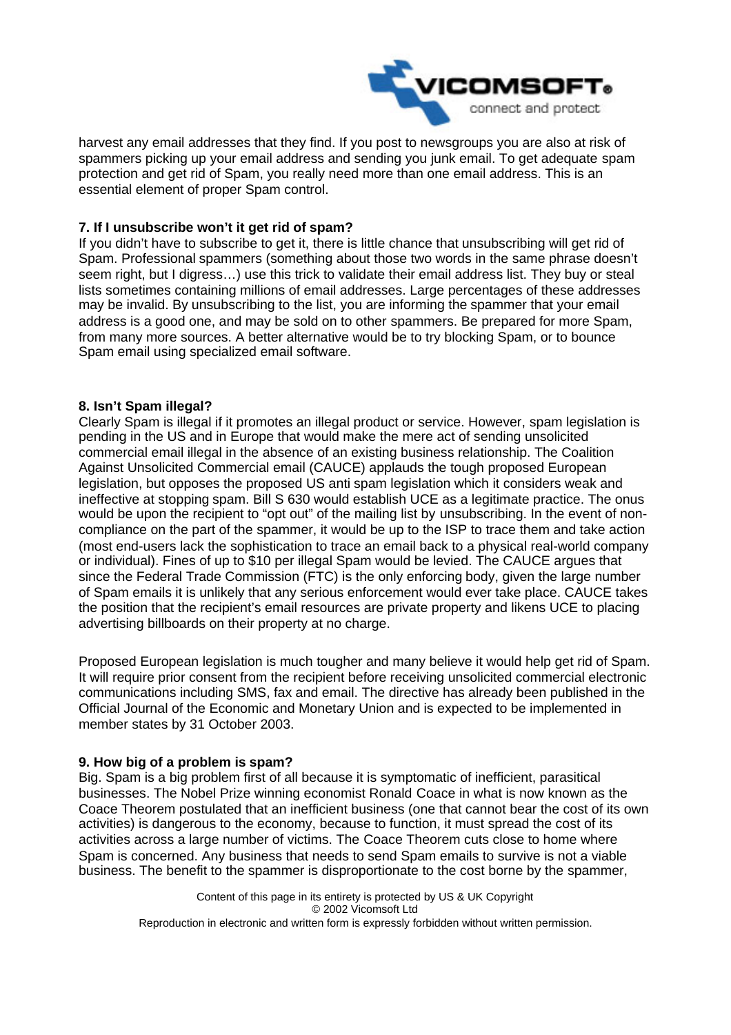harvest any email addresses that they find. If you post to newsgroups you are also at risk of spammers picking up your email address and sending you junk email. To get adequate spam protection and get rid of Spam, you really need more than one email address. This is an essential element of proper Spam control.

**7. If I unsubscribe won't it get rid of spam?**

If you didn't have to subscribe to get it, there is little chance that unsubscribing will get rid of Spam. Professional spammers (something about those two words in the same phrase doesn't seem right, but I digress…) use this trick to validate their email address list. They buy or steal lists sometimes containing millions of email addresses. Large percentages of these addresses may be invalid. By unsubscribing to the list, you are informing the spammer that your email address is a good one, and may be sold on to other spammers. Be prepared for more Spam, from many more sources. A better alternative would be to try blocking Spam, or to bounce Spam email using specialized email software.

**8. Isn't Spam illegal?**

Clearly Spam is illegal if it promotes an illegal product or service. However, spam legislation is pending in the US and in Europe that would make the mere act of sending unsolicited commercial email illegal in the absence of an existing business relationship. The Coalition Against Unsolicited Commercial email (CAUCE) applauds the tough proposed European legislation, but opposes the proposed US anti spam legislation which it considers weak and ineffective at stopping spam. Bill S 630 would establish UCE as a legitimate practice. The onus would be upon the recipient to "opt out" of the mailing list by unsubscribing. In the event of non-compliance on the part of the spammer, it would be up to the ISP to trace them and take action (most end-users lack the sophistication to trace an email back to a physical real-world company or individual). Fines of up to $10 per illegal Spam would be levied. The CAUCE argues that since the Federal Trade Commission (FTC) is the only enforcing body, given the large number of Spam emails it is unlikely that any serious enforcement would ever take place. CAUCE takes the position that the recipient's email resources are private property and likens UCE to placing advertising billboards on their property at no charge.

Proposed European legislation is much tougher and many believe it would help get rid of Spam. It will require prior consent from the recipient before receiving unsolicited commercial electronic communications including SMS, fax and email. The directive has already been published in the Official Journal of the Economic and Monetary Union and is expected to be implemented in member states by 31 October 2003.

**9. How big of a problem is spam?**

Big. Spam is a big problem first of all because it is symptomatic of inefficient, parasitical businesses. The Nobel Prize winning economist Ronald Coace in what is now known as the Coace Theorem postulated that an inefficient business (one that cannot bear the cost of its own activities) is dangerous to the economy, because to function, it must spread the cost of its activities across a large number of victims. The Coace Theorem cuts close to home where Spam is concerned. Any business that needs to send Spam emails to survive is not a viable business. The benefit to the spammer is disproportionate to the cost borne by the spammer,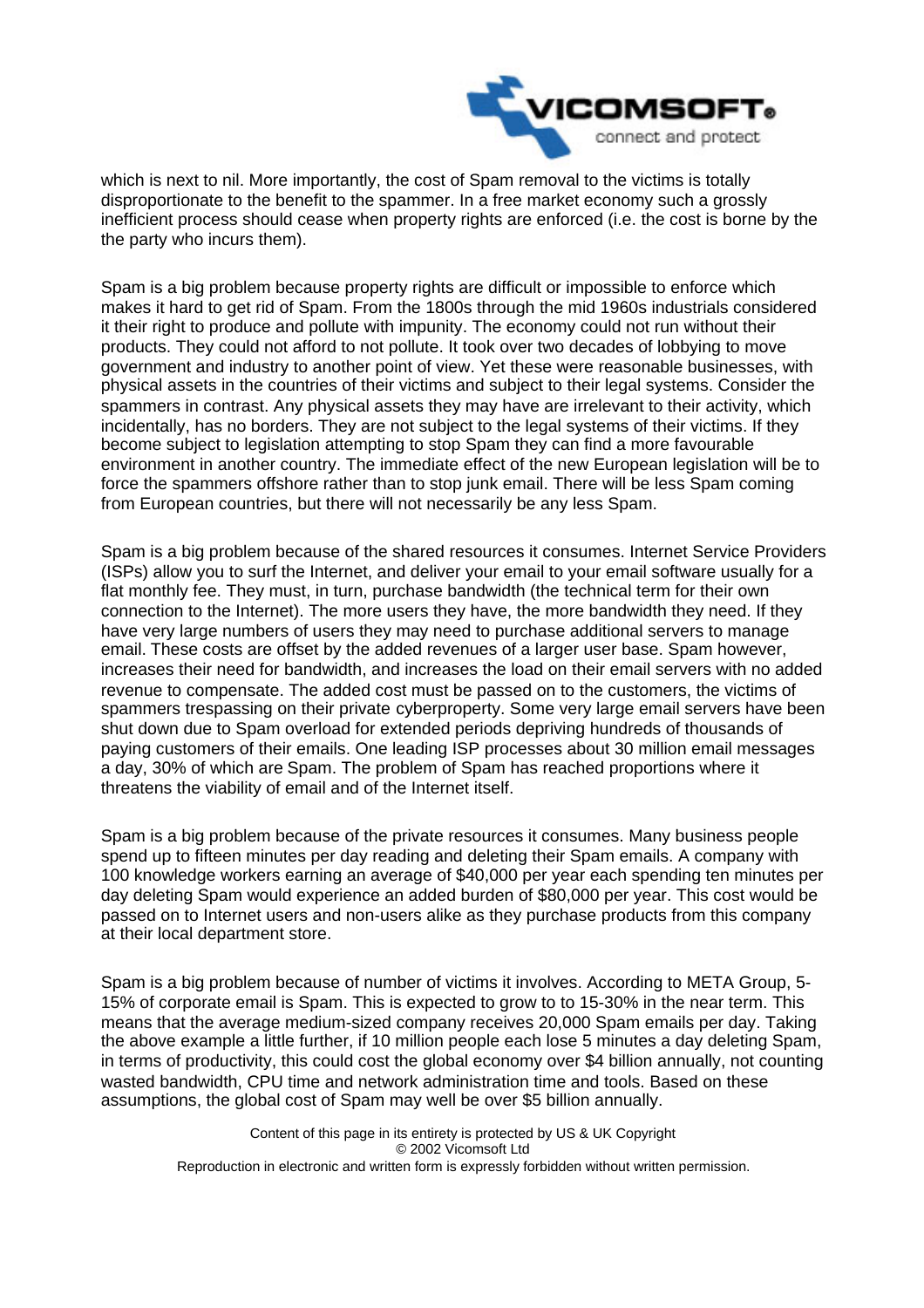which is next to nil. More importantly, the cost of Spam removal to the victims is totally disproportionate to the benefit to the spammer. In a free market economy such a grossly inefficient process should cease when property rights are enforced (i.e. the cost is borne by the the party who incurs them).

Spam is a big problem because property rights are difficult or impossible to enforce which makes it hard to get rid of Spam. From the 1800s through the mid 1960s industrials considered it their right to produce and pollute with impunity. The economy could not run without their products. They could not afford to not pollute. It took over two decades of lobbying to move government and industry to another point of view. Yet these were reasonable businesses, with physical assets in the countries of their victims and subject to their legal systems. Consider the spammers in contrast. Any physical assets they may have are irrelevant to their activity, which incidentally, has no borders. They are not subject to the legal systems of their victims. If they become subject to legislation attempting to stop Spam they can find a more favourable environment in another country. The immediate effect of the new European legislation will be to force the spammers offshore rather than to stop junk email. There will be less Spam coming from European countries, but there will not necessarily be any less Spam.

Spam is a big problem because of the shared resources it consumes. Internet Service Providers (ISPs) allow you to surf the Internet, and deliver your email to your email software usually for a flat monthly fee. They must, in turn, purchase bandwidth (the technical term for their own connection to the Internet). The more users they have, the more bandwidth they need. If they have very large numbers of users they may need to purchase additional servers to manage email. These costs are offset by the added revenues of a larger user base. Spam however, increases their need for bandwidth, and increases the load on their email servers with no added revenue to compensate. The added cost must be passed on to the customers, the victims of spammers trespassing on their private cyberproperty. Some very large email servers have been shut down due to Spam overload for extended periods depriving hundreds of thousands of paying customers of their emails. One leading ISP processes about 30 million email messages a day, 30% of which are Spam. The problem of Spam has reached proportions where it threatens the viability of email and of the Internet itself.

Spam is a big problem because of the private resources it consumes. Many business people spend up to fifteen minutes per day reading and deleting their Spam emails. A company with 100 knowledge workers earning an average of $40,000 per year each spending ten minutes per day deleting Spam would experience an added burden of $80,000 per year. This cost would be passed on to Internet users and non-users alike as they purchase products from this company at their local department store.

Spam is a big problem because of number of victims it involves. According to META Group, 5-15% of corporate email is Spam. This is expected to grow to to 15-30% in the near term. This means that the average medium-sized company receives 20,000 Spam emails per day. Taking the above example a little further, if 10 million people each lose 5 minutes a day deleting Spam, in terms of productivity, this could cost the global economy over $4 billion annually, not counting wasted bandwidth, CPU time and network administration time and tools. Based on these assumptions, the global cost of Spam may well be over $5 billion annually.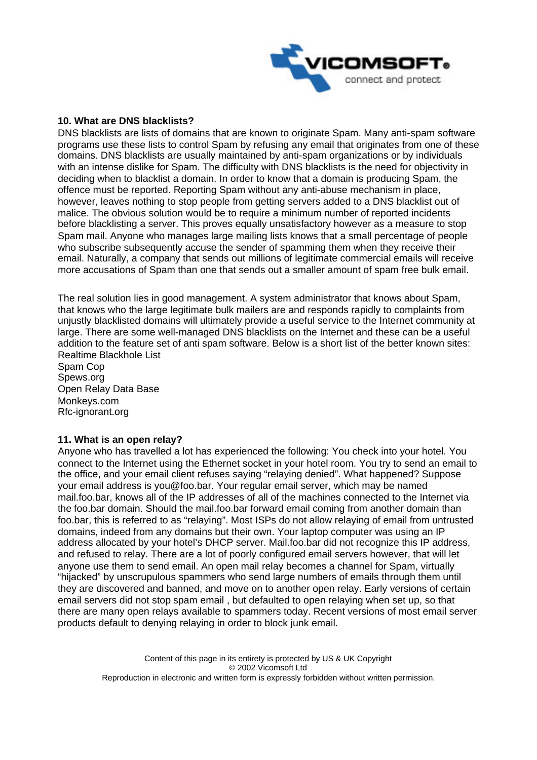### 10. What are DNS blacklists?

DNS blacklists are lists of domains that are known to originate Spam. Many anti-spam software programs use these lists to control Spam by refusing any email that originates from one of these domains. DNS blacklists are usually maintained by anti-spam organizations or by individuals with an intense dislike for Spam. The difficulty with DNS blacklists is the need for objectivity in deciding when to blacklist a domain. In order to know that a domain is producing Spam, the offence must be reported. Reporting Spam without any anti-abuse mechanism in place, however, leaves nothing to stop people from getting servers added to a DNS blacklist out of malice. The obvious solution would be to require a minimum number of reported incidents before blacklisting a server. This proves equally unsatisfactory however as a measure to stop Spam mail. Anyone who manages large mailing lists knows that a small percentage of people who subscribe subsequently accuse the sender of spamming them when they receive their email. Naturally, a company that sends out millions of legitimate commercial emails will receive more accusations of Spam than one that sends out a smaller amount of spam free bulk email.

The real solution lies in good management. A system administrator that knows about Spam, that knows who the large legitimate bulk mailers are and responds rapidly to complaints from unjustly blacklisted domains will ultimately provide a useful service to the Internet community at large. There are some well-managed DNS blacklists on the Internet and these can be a useful addition to the feature set of anti spam software. Below is a short list of the better known sites:

Realtime Blackhole List
Spam Cop
Spews.org
Open Relay Data Base
Monkeys.com
Rfc-ignorant.org

### 11. What is an open relay?

Anyone who has travelled a lot has experienced the following: You check into your hotel. You connect to the Internet using the Ethernet socket in your hotel room. You try to send an email to the office, and your email client refuses saying "relaying denied". What happened? Suppose your email address is you@foo.bar. Your regular email server, which may be named mail.foo.bar, knows all of the IP addresses of all of the machines connected to the Internet via the foo.bar domain. Should the mail.foo.bar forward email coming from another domain than foo.bar, this is referred to as "relaying". Most ISPs do not allow relaying of email from untrusted domains, indeed from any domains but their own. Your laptop computer was using an IP address allocated by your hotel's DHCP server. Mail.foo.bar did not recognize this IP address, and refused to relay. There are a lot of poorly configured email servers however, that will let anyone use them to send email. An open mail relay becomes a channel for Spam, virtually "hijacked" by unscrupulous spammers who send large numbers of emails through them until they are discovered and banned, and move on to another open relay. Early versions of certain email servers did not stop spam email , but defaulted to open relaying when set up, so that there are many open relays available to spammers today. Recent versions of most email server products default to denying relaying in order to block junk email.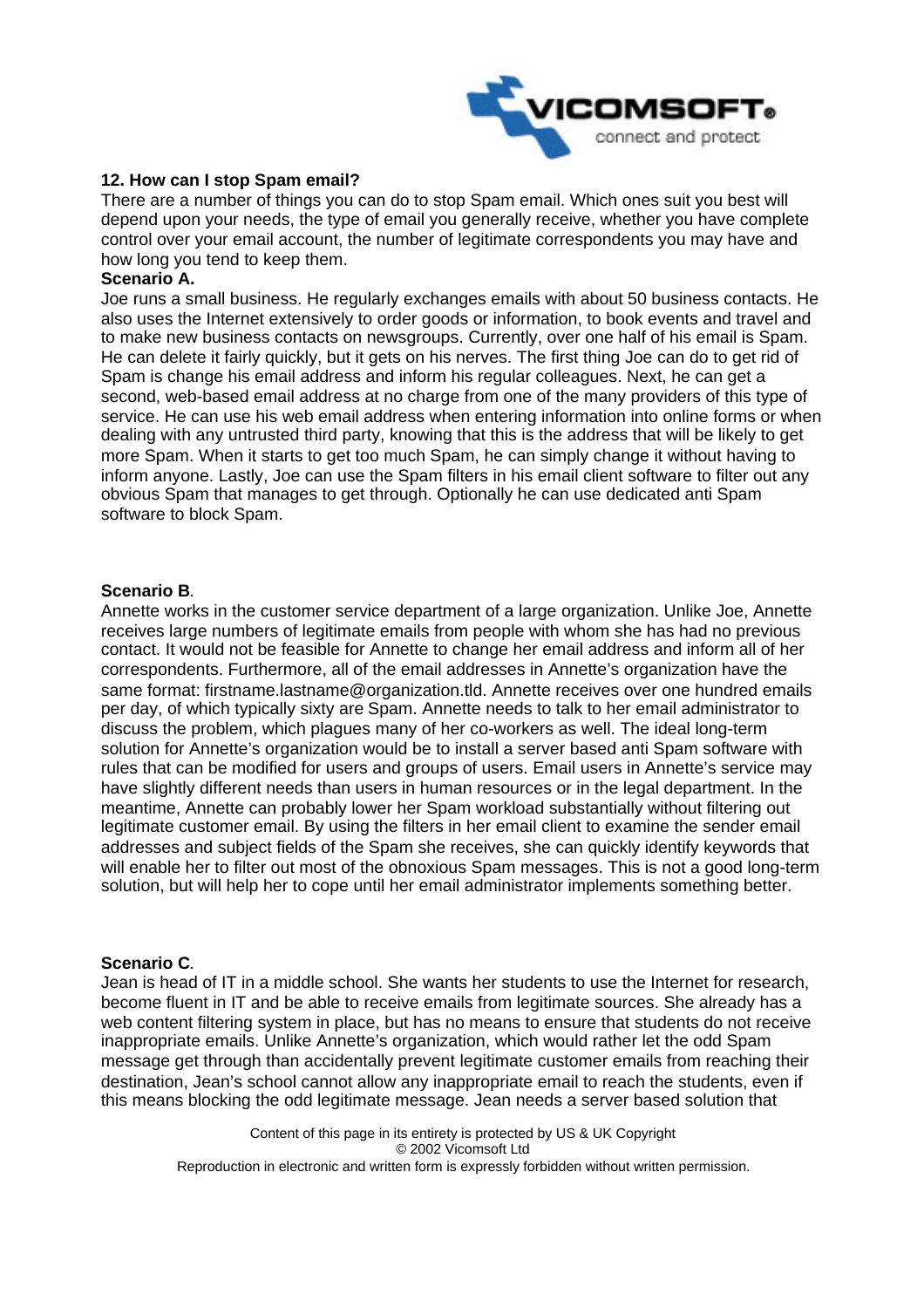**12. How can I stop Spam email?**

There are a number of things you can do to stop Spam email. Which ones suit you best will depend upon your needs, the type of email you generally receive, whether you have complete control over your email account, the number of legitimate correspondents you may have and how long you tend to keep them.

**Scenario A.**

Joe runs a small business. He regularly exchanges emails with about 50 business contacts. He also uses the Internet extensively to order goods or information, to book events and travel and to make new business contacts on newsgroups. Currently, over one half of his email is Spam. He can delete it fairly quickly, but it gets on his nerves. The first thing Joe can do to get rid of Spam is change his email address and inform his regular colleagues. Next, he can get a second, web-based email address at no charge from one of the many providers of this type of service. He can use his web email address when entering information into online forms or when dealing with any untrusted third party, knowing that this is the address that will be likely to get more Spam. When it starts to get too much Spam, he can simply change it without having to inform anyone. Lastly, Joe can use the Spam filters in his email client software to filter out any obvious Spam that manages to get through. Optionally he can use dedicated anti Spam software to block Spam.

**Scenario B**.

Annette works in the customer service department of a large organization. Unlike Joe, Annette receives large numbers of legitimate emails from people with whom she has had no previous contact. It would not be feasible for Annette to change her email address and inform all of her correspondents. Furthermore, all of the email addresses in Annette's organization have the same format: firstname.lastname@organization.tld. Annette receives over one hundred emails per day, of which typically sixty are Spam. Annette needs to talk to her email administrator to discuss the problem, which plagues many of her co-workers as well. The ideal long-term solution for Annette's organization would be to install a server based anti Spam software with rules that can be modified for users and groups of users. Email users in Annette's service may have slightly different needs than users in human resources or in the legal department. In the meantime, Annette can probably lower her Spam workload substantially without filtering out legitimate customer email. By using the filters in her email client to examine the sender email addresses and subject fields of the Spam she receives, she can quickly identify keywords that will enable her to filter out most of the obnoxious Spam messages. This is not a good long-term solution, but will help her to cope until her email administrator implements something better.

**Scenario C**.

Jean is head of IT in a middle school. She wants her students to use the Internet for research, become fluent in IT and be able to receive emails from legitimate sources. She already has a web content filtering system in place, but has no means to ensure that students do not receive inappropriate emails. Unlike Annette's organization, which would rather let the odd Spam message get through than accidentally prevent legitimate customer emails from reaching their destination, Jean's school cannot allow any inappropriate email to reach the students, even if this means blocking the odd legitimate message. Jean needs a server based solution that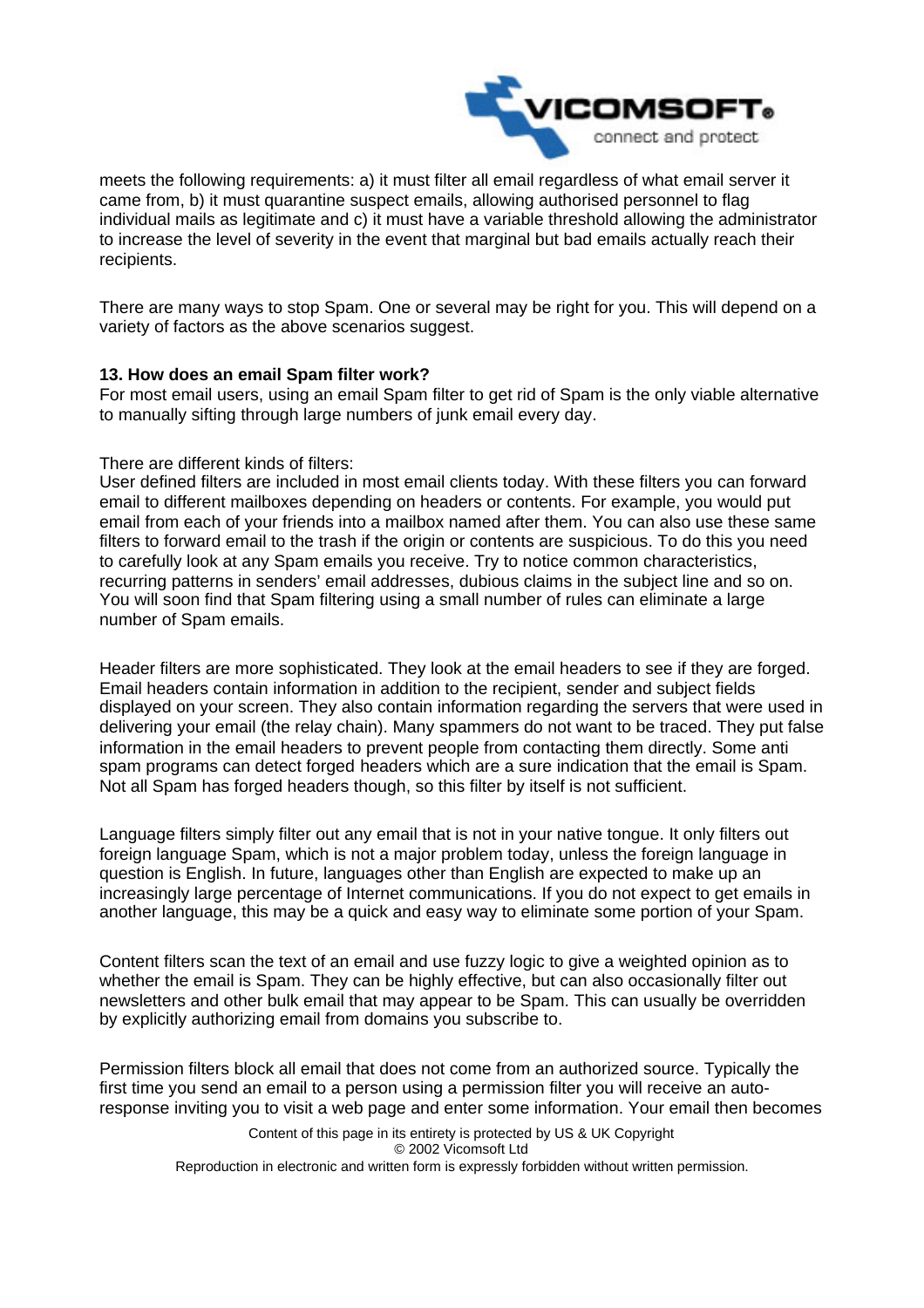meets the following requirements: a) it must filter all email regardless of what email server it came from, b) it must quarantine suspect emails, allowing authorised personnel to flag individual mails as legitimate and c) it must have a variable threshold allowing the administrator to increase the level of severity in the event that marginal but bad emails actually reach their recipients.

There are many ways to stop Spam. One or several may be right for you. This will depend on a variety of factors as the above scenarios suggest.

**13. How does an email Spam filter work?**

For most email users, using an email Spam filter to get rid of Spam is the only viable alternative to manually sifting through large numbers of junk email every day.

There are different kinds of filters:

User defined filters are included in most email clients today. With these filters you can forward email to different mailboxes depending on headers or contents. For example, you would put email from each of your friends into a mailbox named after them. You can also use these same filters to forward email to the trash if the origin or contents are suspicious. To do this you need to carefully look at any Spam emails you receive. Try to notice common characteristics, recurring patterns in senders' email addresses, dubious claims in the subject line and so on. You will soon find that Spam filtering using a small number of rules can eliminate a large number of Spam emails.

Header filters are more sophisticated. They look at the email headers to see if they are forged. Email headers contain information in addition to the recipient, sender and subject fields displayed on your screen. They also contain information regarding the servers that were used in delivering your email (the relay chain). Many spammers do not want to be traced. They put false information in the email headers to prevent people from contacting them directly. Some anti spam programs can detect forged headers which are a sure indication that the email is Spam. Not all Spam has forged headers though, so this filter by itself is not sufficient.

Language filters simply filter out any email that is not in your native tongue. It only filters out foreign language Spam, which is not a major problem today, unless the foreign language in question is English. In future, languages other than English are expected to make up an increasingly large percentage of Internet communications. If you do not expect to get emails in another language, this may be a quick and easy way to eliminate some portion of your Spam.

Content filters scan the text of an email and use fuzzy logic to give a weighted opinion as to whether the email is Spam. They can be highly effective, but can also occasionally filter out newsletters and other bulk email that may appear to be Spam. This can usually be overridden by explicitly authorizing email from domains you subscribe to.

Permission filters block all email that does not come from an authorized source. Typically the first time you send an email to a person using a permission filter you will receive an auto-response inviting you to visit a web page and enter some information. Your email then becomes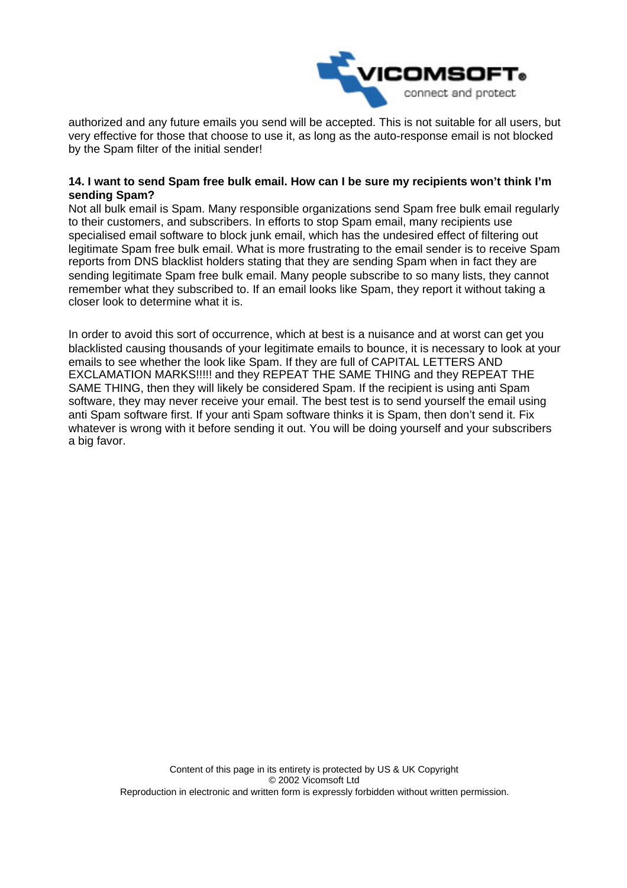authorized and any future emails you send will be accepted. This is not suitable for all users, but very effective for those that choose to use it, as long as the auto-response email is not blocked by the Spam filter of the initial sender!

**14. I want to send Spam free bulk email. How can I be sure my recipients won't think I'm sending Spam?**

Not all bulk email is Spam. Many responsible organizations send Spam free bulk email regularly to their customers, and subscribers. In efforts to stop Spam email, many recipients use specialised email software to block junk email, which has the undesired effect of filtering out legitimate Spam free bulk email. What is more frustrating to the email sender is to receive Spam reports from DNS blacklist holders stating that they are sending Spam when in fact they are sending legitimate Spam free bulk email. Many people subscribe to so many lists, they cannot remember what they subscribed to. If an email looks like Spam, they report it without taking a closer look to determine what it is.

In order to avoid this sort of occurrence, which at best is a nuisance and at worst can get you blacklisted causing thousands of your legitimate emails to bounce, it is necessary to look at your emails to see whether the look like Spam. If they are full of CAPITAL LETTERS AND EXCLAMATION MARKS!!!!! and they REPEAT THE SAME THING and they REPEAT THE SAME THING, then they will likely be considered Spam. If the recipient is using anti Spam software, they may never receive your email. The best test is to send yourself the email using anti Spam software first. If your anti Spam software thinks it is Spam, then don't send it. Fix whatever is wrong with it before sending it out. You will be doing yourself and your subscribers a big favor.